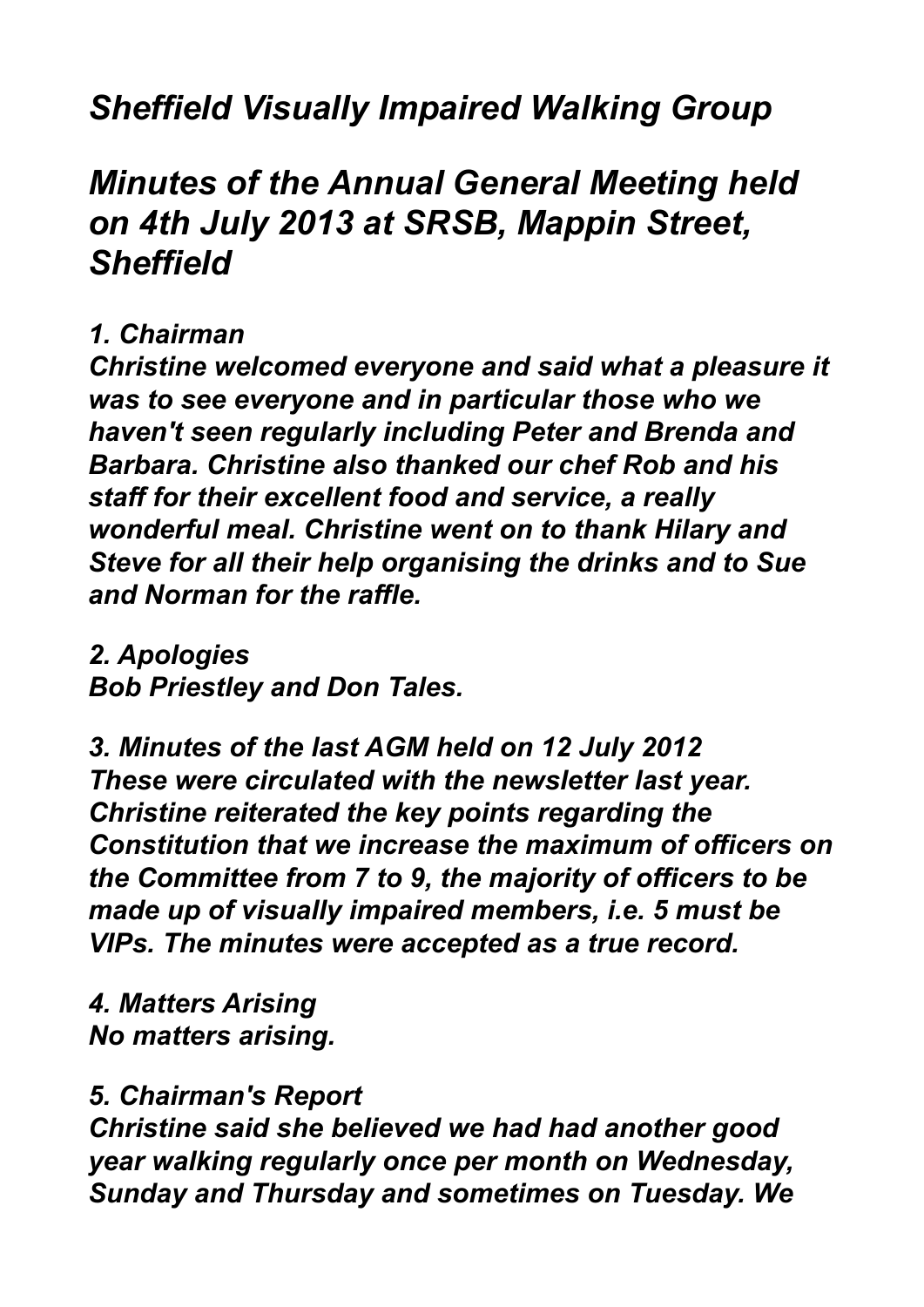# *Sheffield Visually Impaired Walking Group*

## *Minutes of the Annual General Meeting held on 4th July 2013 at SRSB, Mappin Street, Sheffield*

***1. Chairman***
***Christine welcomed everyone and said what a pleasure it was to see everyone and in particular those who we haven't seen regularly including Peter and Brenda and Barbara. Christine also thanked our chef Rob and his staff for their excellent food and service, a really wonderful meal. Christine went on to thank Hilary and Steve for all their help organising the drinks and to Sue and Norman for the raffle.***

***2. Apologies***
***Bob Priestley and Don Tales.***

***3. Minutes of the last AGM held on 12 July 2012***
***These were circulated with the newsletter last year. Christine reiterated the key points regarding the Constitution that we increase the maximum of officers on the Committee from 7 to 9, the majority of officers to be made up of visually impaired members, i.e. 5 must be VIPs. The minutes were accepted as a true record.***

***4. Matters Arising***
***No matters arising.***

***5. Chairman's Report***
***Christine said she believed we had had another good year walking regularly once per month on Wednesday, Sunday and Thursday and sometimes on Tuesday. We***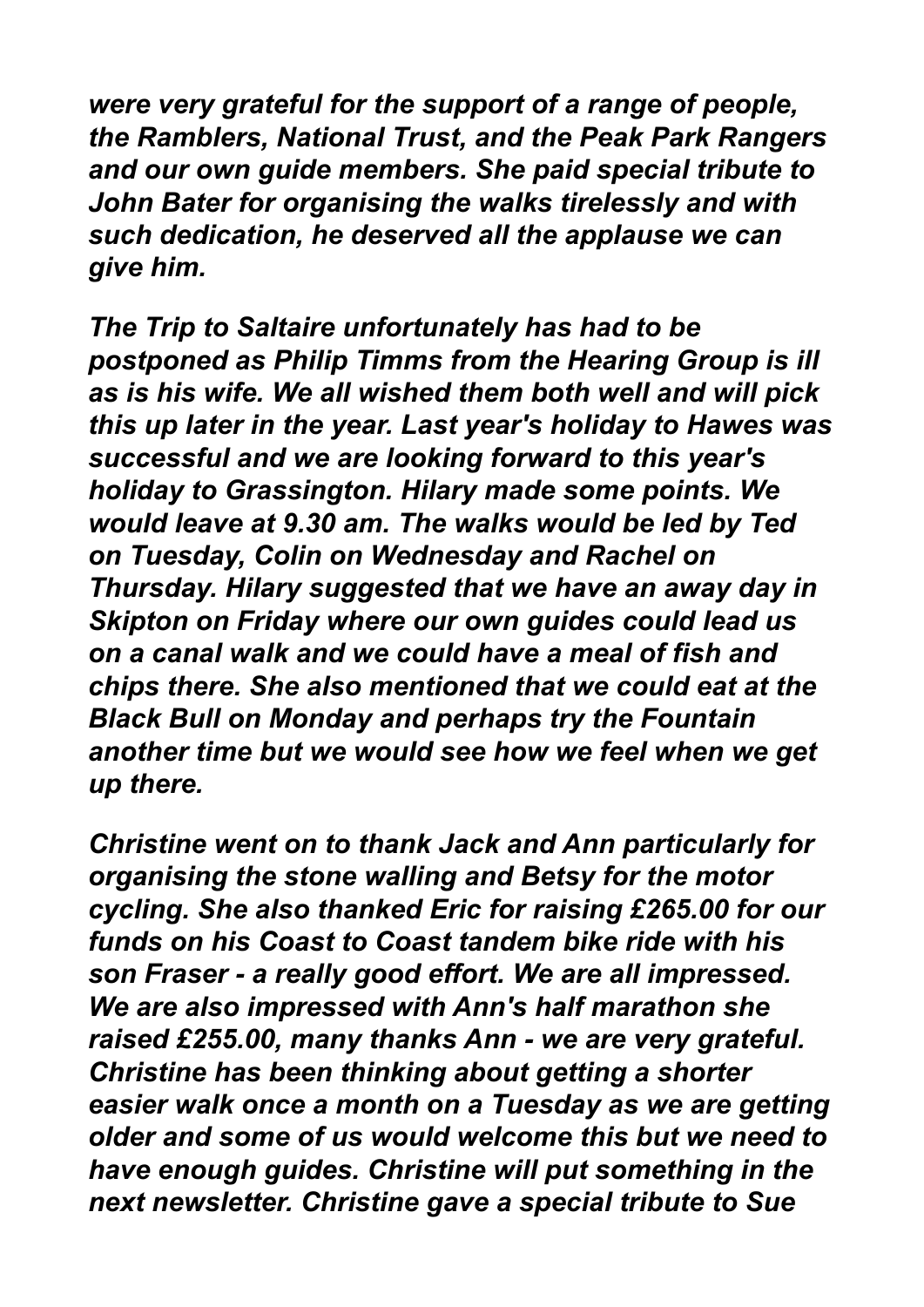***were very grateful for the support of a range of people, the Ramblers, National Trust, and the Peak Park Rangers and our own guide members. She paid special tribute to John Bater for organising the walks tirelessly and with such dedication, he deserved all the applause we can give him.***

***The Trip to Saltaire unfortunately has had to be postponed as Philip Timms from the Hearing Group is ill as is his wife. We all wished them both well and will pick this up later in the year. Last year's holiday to Hawes was successful and we are looking forward to this year's holiday to Grassington. Hilary made some points. We would leave at 9.30 am. The walks would be led by Ted on Tuesday, Colin on Wednesday and Rachel on Thursday. Hilary suggested that we have an away day in Skipton on Friday where our own guides could lead us on a canal walk and we could have a meal of fish and chips there. She also mentioned that we could eat at the Black Bull on Monday and perhaps try the Fountain another time but we would see how we feel when we get up there.***

***Christine went on to thank Jack and Ann particularly for organising the stone walling and Betsy for the motor cycling. She also thanked Eric for raising £265.00 for our funds on his Coast to Coast tandem bike ride with his son Fraser - a really good effort. We are all impressed. We are also impressed with Ann's half marathon she raised £255.00, many thanks Ann - we are very grateful. Christine has been thinking about getting a shorter easier walk once a month on a Tuesday as we are getting older and some of us would welcome this but we need to have enough guides. Christine will put something in the next newsletter. Christine gave a special tribute to Sue***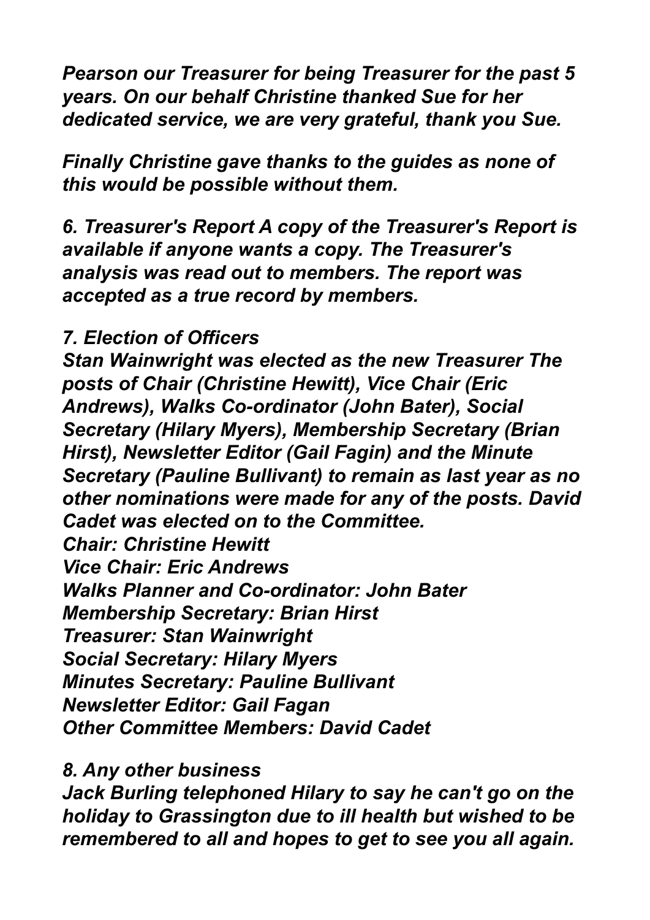*Pearson our Treasurer for being Treasurer for the past 5 years. On our behalf Christine thanked Sue for her dedicated service, we are very grateful, thank you Sue.*

*Finally Christine gave thanks to the guides as none of this would be possible without them.*

*6. Treasurer's Report A copy of the Treasurer's Report is available if anyone wants a copy. The Treasurer's analysis was read out to members. The report was accepted as a true record by members.*

*7. Election of Officers*
*Stan Wainwright was elected as the new Treasurer The posts of Chair (Christine Hewitt), Vice Chair (Eric Andrews), Walks Co-ordinator (John Bater), Social Secretary (Hilary Myers), Membership Secretary (Brian Hirst), Newsletter Editor (Gail Fagin) and the Minute Secretary (Pauline Bullivant) to remain as last year as no other nominations were made for any of the posts. David Cadet was elected on to the Committee.*
*Chair: Christine Hewitt*
*Vice Chair: Eric Andrews*
*Walks Planner and Co-ordinator: John Bater*
*Membership Secretary: Brian Hirst*
*Treasurer: Stan Wainwright*
*Social Secretary: Hilary Myers*
*Minutes Secretary: Pauline Bullivant*
*Newsletter Editor: Gail Fagan*
*Other Committee Members: David Cadet*

*8. Any other business*
*Jack Burling telephoned Hilary to say he can't go on the holiday to Grassington due to ill health but wished to be remembered to all and hopes to get to see you all again.*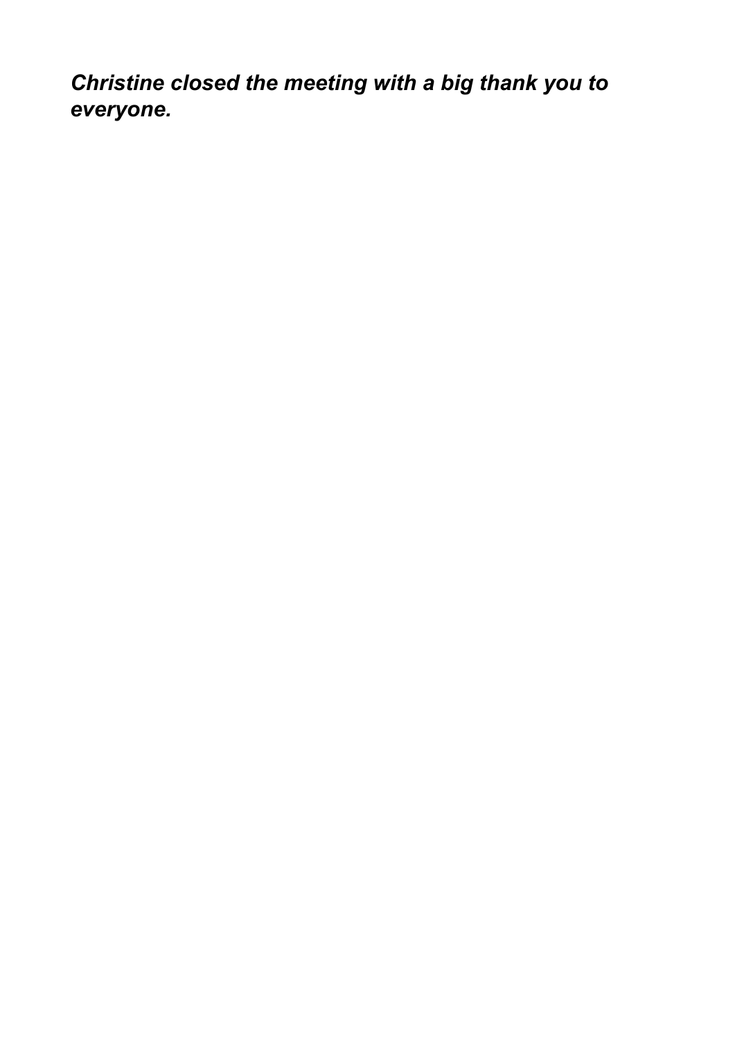***Christine closed the meeting with a big thank you to everyone.***